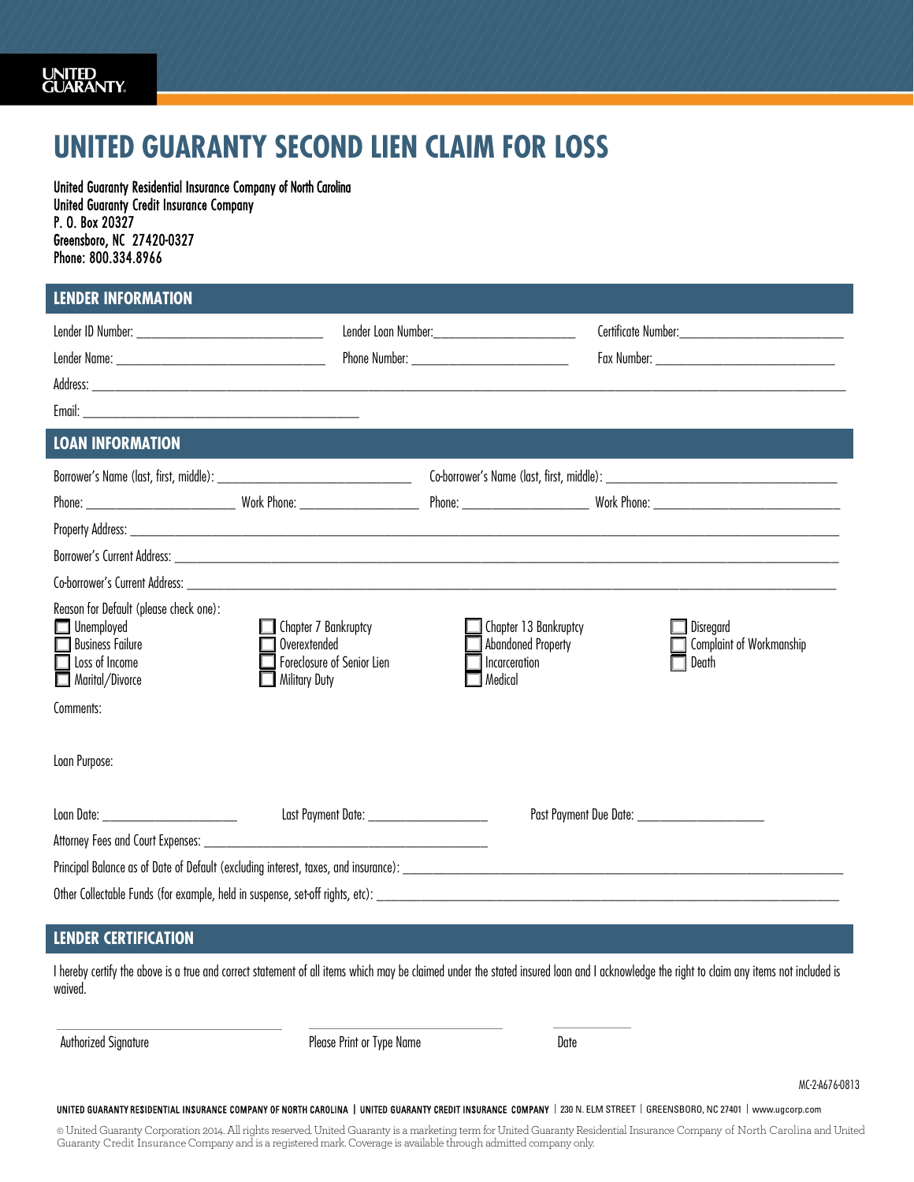UNITED GUARANTY

# UNITED GUARANTY SECOND LIEN CLAIM FOR LOSS

United Guaranty Residential Insurance Company of North Carolina
United Guaranty Credit Insurance Company
P. O. Box 20327
Greensboro, NC 27420-0327
Phone: 800.334.8966

## LENDER INFORMATION

Lender ID Number: ____________________ Lender Loan Number: ____________________ Certificate Number: ____________________

Lender Name: ____________________ Phone Number: ____________________ Fax Number: ____________________

Address: ________________________________________________________________________

Email: ____________________________________

## LOAN INFORMATION

Borrower's Name (last, first, middle): ____________________ Co-borrower's Name (last, first, middle): ____________________

Phone: ______________ Work Phone: ______________ Phone: ______________ Work Phone: ______________

Property Address: ________________________________________________________________________

Borrower's Current Address: ________________________________________________________________________

Co-borrower's Current Address: ________________________________________________________________________

Reason for Default (please check one):

- ☐ Unemployed
- ☐ Business Failure
- ☐ Loss of Income
- ☐ Marital/Divorce
- ☐ Chapter 7 Bankruptcy
- ☐ Overextended
- ☐ Foreclosure of Senior Lien
- ☐ Military Duty
- ☐ Chapter 13 Bankruptcy
- ☐ Abandoned Property
- ☐ Incarceration
- ☐ Medical
- ☐ Disregard
- ☐ Complaint of Workmanship
- ☐ Death

Comments:

Loan Purpose:

Loan Date: ______________ Last Payment Date: ______________ Past Payment Due Date: ______________

Attorney Fees and Court Expenses: ______________________________

Principal Balance as of Date of Default (excluding interest, taxes, and insurance): ______________________________

Other Collectable Funds (for example, held in suspense, set-off rights, etc): ______________________________

## LENDER CERTIFICATION

I hereby certify the above is a true and correct statement of all items which may be claimed under the stated insured loan and I acknowledge the right to claim any items not included is waived.

______________________ ______________________ ____________
Authorized Signature Please Print or Type Name Date

MC-2-A676-0813

UNITED GUARANTY RESIDENTIAL INSURANCE COMPANY OF NORTH CAROLINA | UNITED GUARANTY CREDIT INSURANCE COMPANY | 230 N. ELM STREET | GREENSBORO, NC 27401 | www.ugcorp.com

© United Guaranty Corporation 2014. All rights reserved. United Guaranty is a marketing term for United Guaranty Residential Insurance Company of North Carolina and United Guaranty Credit Insurance Company and is a registered mark. Coverage is available through admitted company only.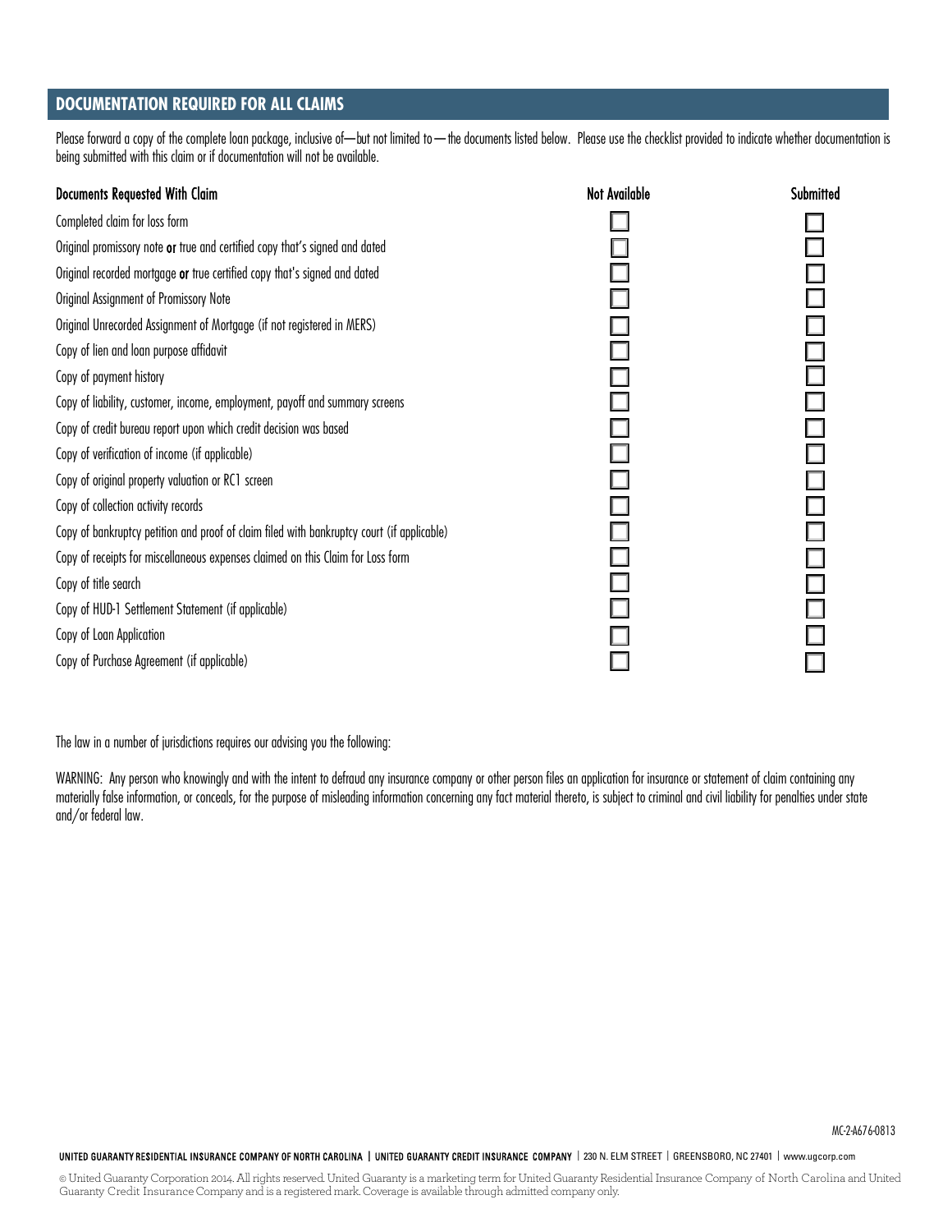## DOCUMENTATION REQUIRED FOR ALL CLAIMS

Please forward a copy of the complete loan package, inclusive of—but not limited to—the documents listed below. Please use the checklist provided to indicate whether documentation is being submitted with this claim or if documentation will not be available.

| Documents Requested With Claim | Not Available | Submitted |
| --- | --- | --- |
| Completed claim for loss form | ☐ | ☐ |
| Original promissory note **or** true and certified copy that's signed and dated | ☐ | ☐ |
| Original recorded mortgage **or** true certified copy that's signed and dated | ☐ | ☐ |
| Original Assignment of Promissory Note | ☐ | ☐ |
| Original Unrecorded Assignment of Mortgage (if not registered in MERS) | ☐ | ☐ |
| Copy of lien and loan purpose affidavit | ☐ | ☐ |
| Copy of payment history | ☐ | ☐ |
| Copy of liability, customer, income, employment, payoff and summary screens | ☐ | ☐ |
| Copy of credit bureau report upon which credit decision was based | ☐ | ☐ |
| Copy of verification of income (if applicable) | ☐ | ☐ |
| Copy of original property valuation or RC1 screen | ☐ | ☐ |
| Copy of collection activity records | ☐ | ☐ |
| Copy of bankruptcy petition and proof of claim filed with bankruptcy court (if applicable) | ☐ | ☐ |
| Copy of receipts for miscellaneous expenses claimed on this Claim for Loss form | ☐ | ☐ |
| Copy of title search | ☐ | ☐ |
| Copy of HUD-1 Settlement Statement (if applicable) | ☐ | ☐ |
| Copy of Loan Application | ☐ | ☐ |
| Copy of Purchase Agreement (if applicable) | ☐ | ☐ |

The law in a number of jurisdictions requires our advising you the following:

WARNING: Any person who knowingly and with the intent to defraud any insurance company or other person files an application for insurance or statement of claim containing any materially false information, or conceals, for the purpose of misleading information concerning any fact material thereto, is subject to criminal and civil liability for penalties under state and/or federal law.

MC-2-A676-0813

UNITED GUARANTY RESIDENTIAL INSURANCE COMPANY OF NORTH CAROLINA | UNITED GUARANTY CREDIT INSURANCE COMPANY | 230 N. ELM STREET | GREENSBORO, NC 27401 | www.ugcorp.com

© United Guaranty Corporation 2014. All rights reserved. United Guaranty is a marketing term for United Guaranty Residential Insurance Company of North Carolina and United Guaranty Credit Insurance Company and is a registered mark. Coverage is available through admitted company only.